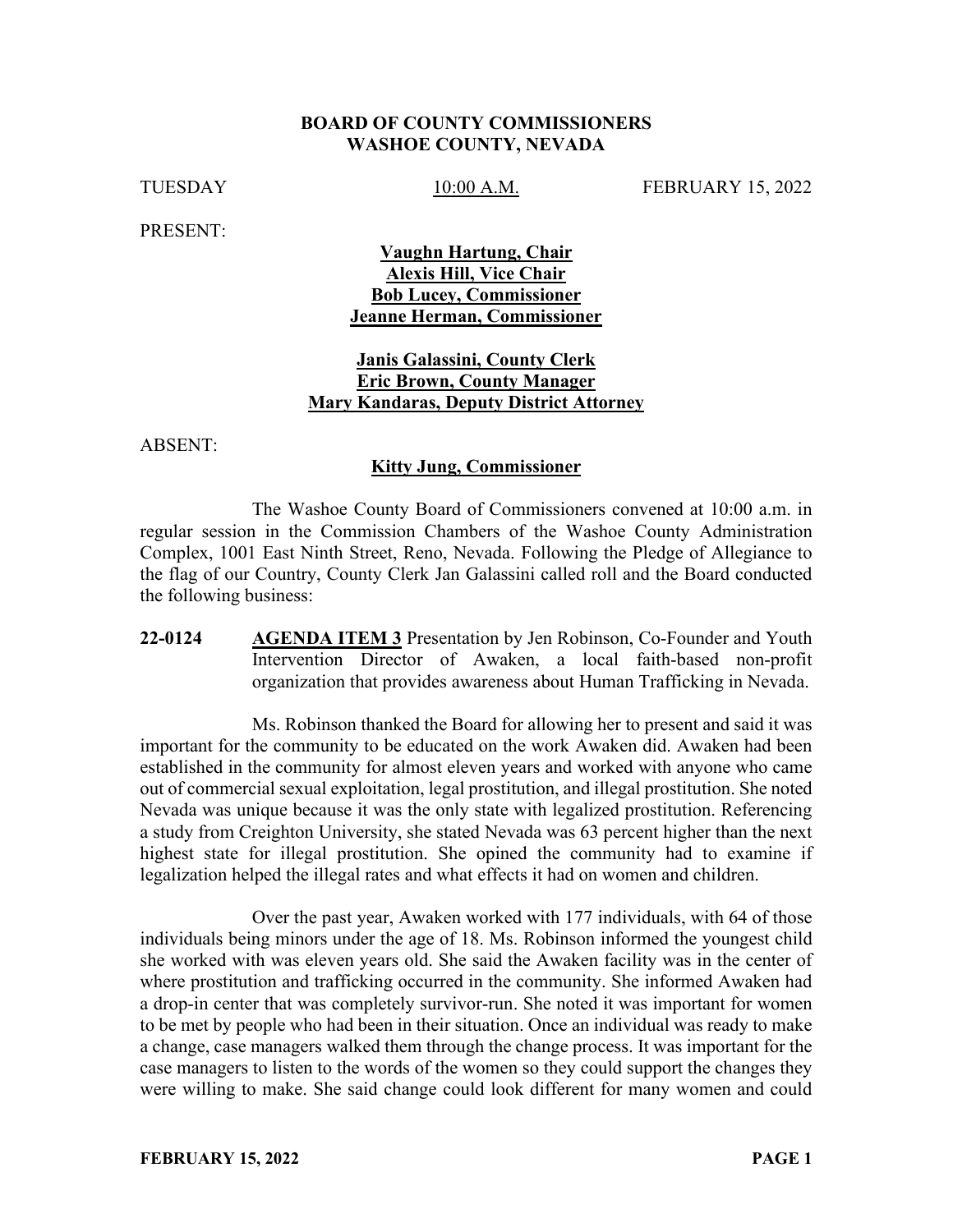**BOARD OF COUNTY COMMISSIONERS**
**WASHOE COUNTY, NEVADA**

TUESDAY 10:00 A.M. FEBRUARY 15, 2022

PRESENT:

**Vaughn Hartung, Chair**
**Alexis Hill, Vice Chair**
**Bob Lucey, Commissioner**
**Jeanne Herman, Commissioner**

**Janis Galassini, County Clerk**
**Eric Brown, County Manager**
**Mary Kandaras, Deputy District Attorney**

ABSENT:

**Kitty Jung, Commissioner**

The Washoe County Board of Commissioners convened at 10:00 a.m. in regular session in the Commission Chambers of the Washoe County Administration Complex, 1001 East Ninth Street, Reno, Nevada. Following the Pledge of Allegiance to the flag of our Country, County Clerk Jan Galassini called roll and the Board conducted the following business:

**22-0124** **AGENDA ITEM 3** Presentation by Jen Robinson, Co-Founder and Youth Intervention Director of Awaken, a local faith-based non-profit organization that provides awareness about Human Trafficking in Nevada.

Ms. Robinson thanked the Board for allowing her to present and said it was important for the community to be educated on the work Awaken did. Awaken had been established in the community for almost eleven years and worked with anyone who came out of commercial sexual exploitation, legal prostitution, and illegal prostitution. She noted Nevada was unique because it was the only state with legalized prostitution. Referencing a study from Creighton University, she stated Nevada was 63 percent higher than the next highest state for illegal prostitution. She opined the community had to examine if legalization helped the illegal rates and what effects it had on women and children.

Over the past year, Awaken worked with 177 individuals, with 64 of those individuals being minors under the age of 18. Ms. Robinson informed the youngest child she worked with was eleven years old. She said the Awaken facility was in the center of where prostitution and trafficking occurred in the community. She informed Awaken had a drop-in center that was completely survivor-run. She noted it was important for women to be met by people who had been in their situation. Once an individual was ready to make a change, case managers walked them through the change process. It was important for the case managers to listen to the words of the women so they could support the changes they were willing to make. She said change could look different for many women and could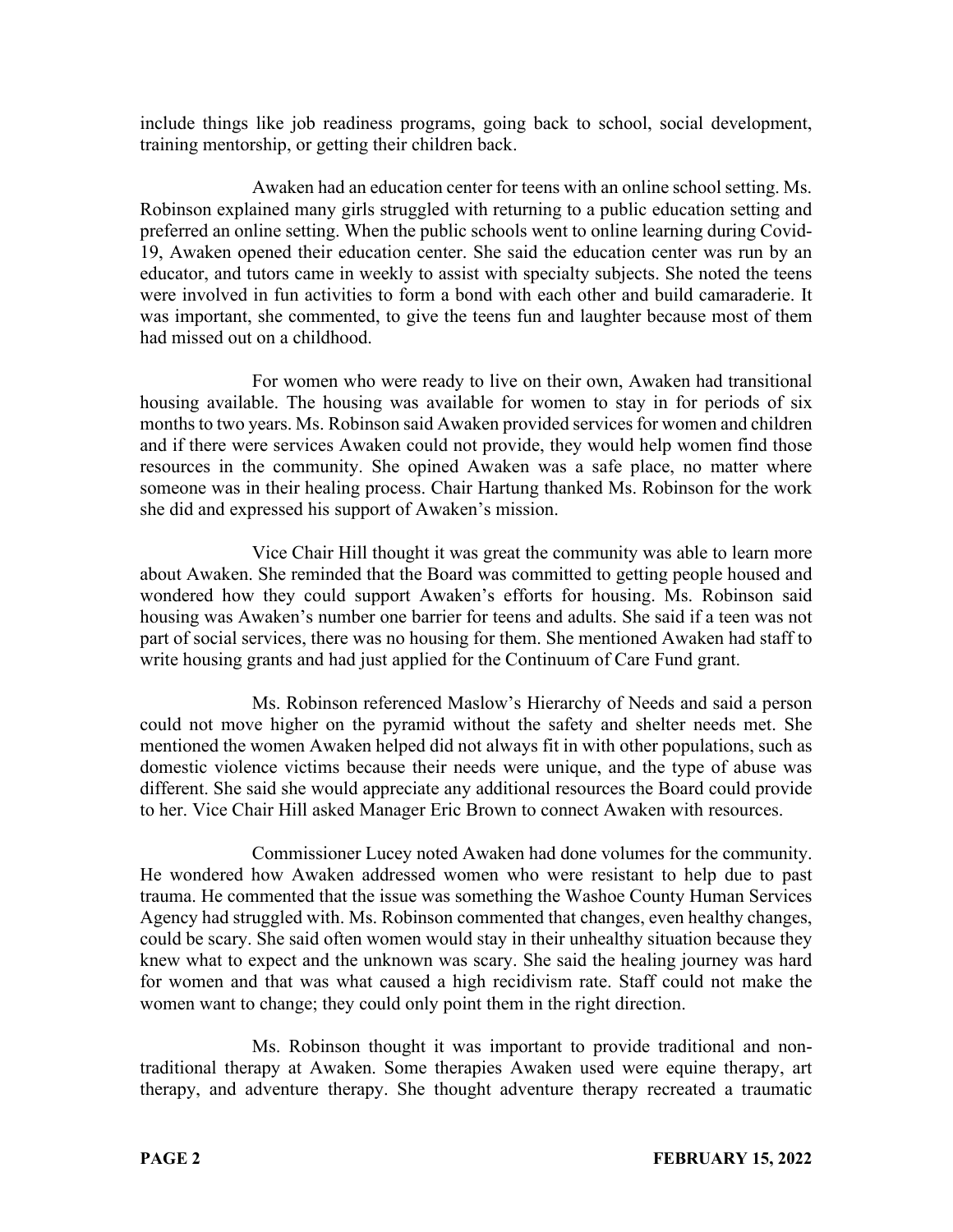include things like job readiness programs, going back to school, social development, training mentorship, or getting their children back.

Awaken had an education center for teens with an online school setting. Ms. Robinson explained many girls struggled with returning to a public education setting and preferred an online setting. When the public schools went to online learning during Covid-19, Awaken opened their education center. She said the education center was run by an educator, and tutors came in weekly to assist with specialty subjects. She noted the teens were involved in fun activities to form a bond with each other and build camaraderie. It was important, she commented, to give the teens fun and laughter because most of them had missed out on a childhood.

For women who were ready to live on their own, Awaken had transitional housing available. The housing was available for women to stay in for periods of six months to two years. Ms. Robinson said Awaken provided services for women and children and if there were services Awaken could not provide, they would help women find those resources in the community. She opined Awaken was a safe place, no matter where someone was in their healing process. Chair Hartung thanked Ms. Robinson for the work she did and expressed his support of Awaken's mission.

Vice Chair Hill thought it was great the community was able to learn more about Awaken. She reminded that the Board was committed to getting people housed and wondered how they could support Awaken's efforts for housing. Ms. Robinson said housing was Awaken's number one barrier for teens and adults. She said if a teen was not part of social services, there was no housing for them. She mentioned Awaken had staff to write housing grants and had just applied for the Continuum of Care Fund grant.

Ms. Robinson referenced Maslow's Hierarchy of Needs and said a person could not move higher on the pyramid without the safety and shelter needs met. She mentioned the women Awaken helped did not always fit in with other populations, such as domestic violence victims because their needs were unique, and the type of abuse was different. She said she would appreciate any additional resources the Board could provide to her. Vice Chair Hill asked Manager Eric Brown to connect Awaken with resources.

Commissioner Lucey noted Awaken had done volumes for the community. He wondered how Awaken addressed women who were resistant to help due to past trauma. He commented that the issue was something the Washoe County Human Services Agency had struggled with. Ms. Robinson commented that changes, even healthy changes, could be scary. She said often women would stay in their unhealthy situation because they knew what to expect and the unknown was scary. She said the healing journey was hard for women and that was what caused a high recidivism rate. Staff could not make the women want to change; they could only point them in the right direction.

Ms. Robinson thought it was important to provide traditional and non-traditional therapy at Awaken. Some therapies Awaken used were equine therapy, art therapy, and adventure therapy. She thought adventure therapy recreated a traumatic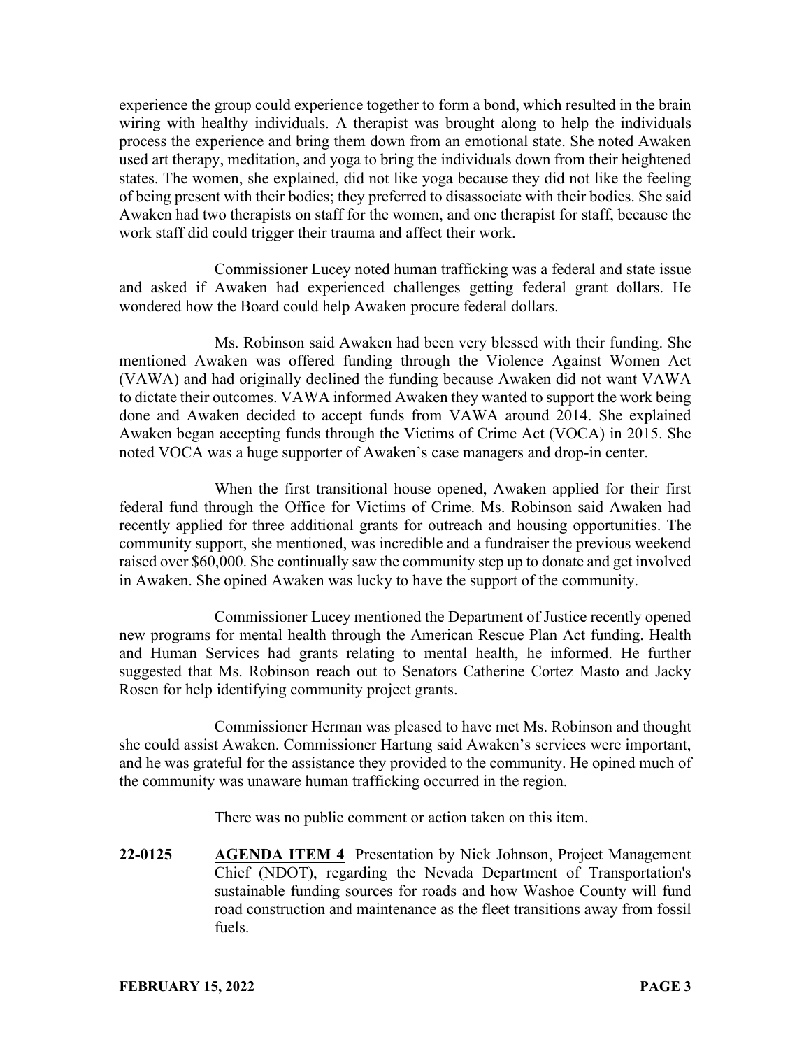experience the group could experience together to form a bond, which resulted in the brain wiring with healthy individuals. A therapist was brought along to help the individuals process the experience and bring them down from an emotional state. She noted Awaken used art therapy, meditation, and yoga to bring the individuals down from their heightened states. The women, she explained, did not like yoga because they did not like the feeling of being present with their bodies; they preferred to disassociate with their bodies. She said Awaken had two therapists on staff for the women, and one therapist for staff, because the work staff did could trigger their trauma and affect their work.

Commissioner Lucey noted human trafficking was a federal and state issue and asked if Awaken had experienced challenges getting federal grant dollars. He wondered how the Board could help Awaken procure federal dollars.

Ms. Robinson said Awaken had been very blessed with their funding. She mentioned Awaken was offered funding through the Violence Against Women Act (VAWA) and had originally declined the funding because Awaken did not want VAWA to dictate their outcomes. VAWA informed Awaken they wanted to support the work being done and Awaken decided to accept funds from VAWA around 2014. She explained Awaken began accepting funds through the Victims of Crime Act (VOCA) in 2015. She noted VOCA was a huge supporter of Awaken's case managers and drop-in center.

When the first transitional house opened, Awaken applied for their first federal fund through the Office for Victims of Crime. Ms. Robinson said Awaken had recently applied for three additional grants for outreach and housing opportunities. The community support, she mentioned, was incredible and a fundraiser the previous weekend raised over $60,000. She continually saw the community step up to donate and get involved in Awaken. She opined Awaken was lucky to have the support of the community.

Commissioner Lucey mentioned the Department of Justice recently opened new programs for mental health through the American Rescue Plan Act funding. Health and Human Services had grants relating to mental health, he informed. He further suggested that Ms. Robinson reach out to Senators Catherine Cortez Masto and Jacky Rosen for help identifying community project grants.

Commissioner Herman was pleased to have met Ms. Robinson and thought she could assist Awaken. Commissioner Hartung said Awaken's services were important, and he was grateful for the assistance they provided to the community. He opined much of the community was unaware human trafficking occurred in the region.

There was no public comment or action taken on this item.

**22-0125** **AGENDA ITEM 4** Presentation by Nick Johnson, Project Management Chief (NDOT), regarding the Nevada Department of Transportation's sustainable funding sources for roads and how Washoe County will fund road construction and maintenance as the fleet transitions away from fossil fuels.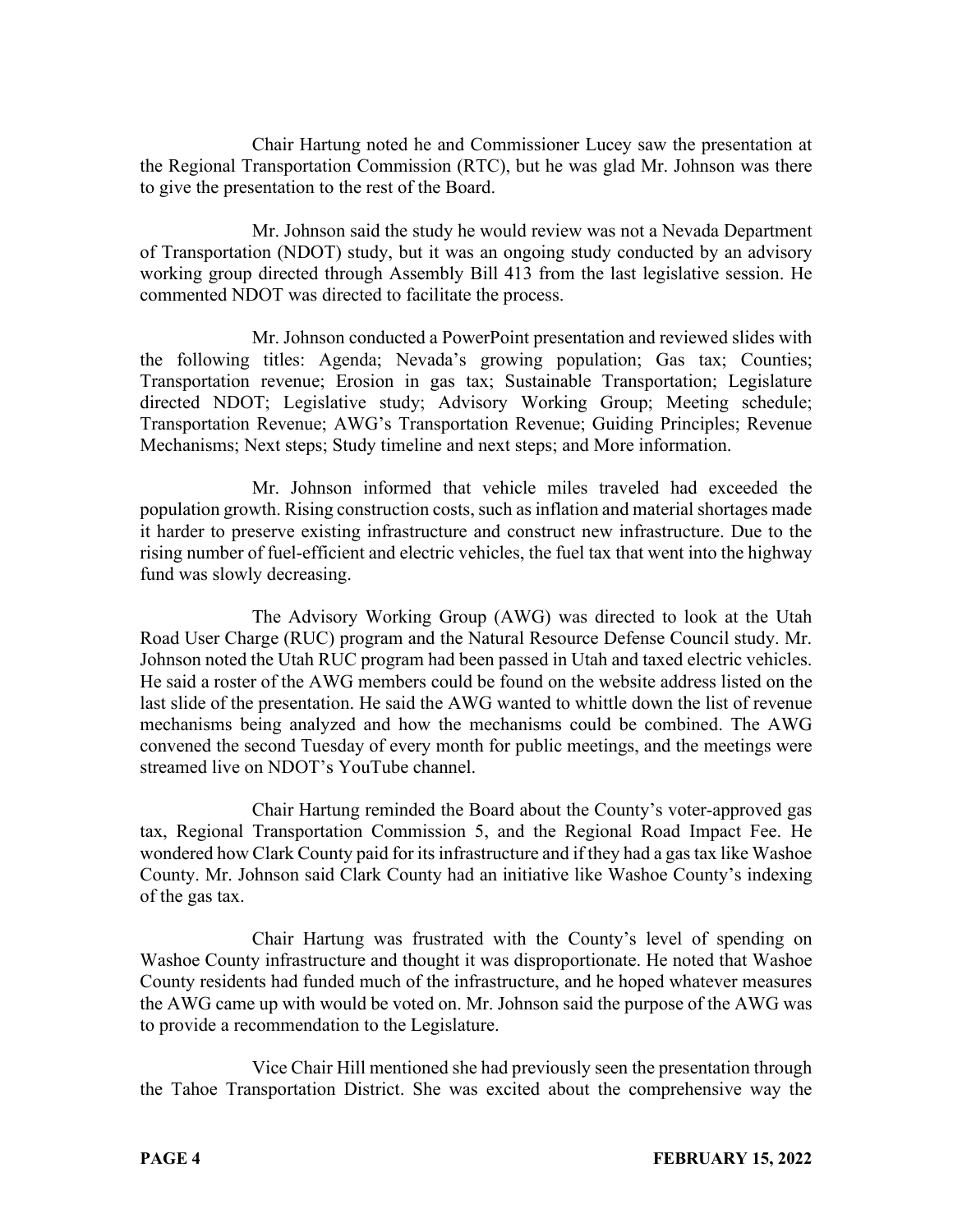Chair Hartung noted he and Commissioner Lucey saw the presentation at the Regional Transportation Commission (RTC), but he was glad Mr. Johnson was there to give the presentation to the rest of the Board.

Mr. Johnson said the study he would review was not a Nevada Department of Transportation (NDOT) study, but it was an ongoing study conducted by an advisory working group directed through Assembly Bill 413 from the last legislative session. He commented NDOT was directed to facilitate the process.

Mr. Johnson conducted a PowerPoint presentation and reviewed slides with the following titles: Agenda; Nevada's growing population; Gas tax; Counties; Transportation revenue; Erosion in gas tax; Sustainable Transportation; Legislature directed NDOT; Legislative study; Advisory Working Group; Meeting schedule; Transportation Revenue; AWG's Transportation Revenue; Guiding Principles; Revenue Mechanisms; Next steps; Study timeline and next steps; and More information.

Mr. Johnson informed that vehicle miles traveled had exceeded the population growth. Rising construction costs, such as inflation and material shortages made it harder to preserve existing infrastructure and construct new infrastructure. Due to the rising number of fuel-efficient and electric vehicles, the fuel tax that went into the highway fund was slowly decreasing.

The Advisory Working Group (AWG) was directed to look at the Utah Road User Charge (RUC) program and the Natural Resource Defense Council study. Mr. Johnson noted the Utah RUC program had been passed in Utah and taxed electric vehicles. He said a roster of the AWG members could be found on the website address listed on the last slide of the presentation. He said the AWG wanted to whittle down the list of revenue mechanisms being analyzed and how the mechanisms could be combined. The AWG convened the second Tuesday of every month for public meetings, and the meetings were streamed live on NDOT's YouTube channel.

Chair Hartung reminded the Board about the County's voter-approved gas tax, Regional Transportation Commission 5, and the Regional Road Impact Fee. He wondered how Clark County paid for its infrastructure and if they had a gas tax like Washoe County. Mr. Johnson said Clark County had an initiative like Washoe County's indexing of the gas tax.

Chair Hartung was frustrated with the County's level of spending on Washoe County infrastructure and thought it was disproportionate. He noted that Washoe County residents had funded much of the infrastructure, and he hoped whatever measures the AWG came up with would be voted on. Mr. Johnson said the purpose of the AWG was to provide a recommendation to the Legislature.

Vice Chair Hill mentioned she had previously seen the presentation through the Tahoe Transportation District. She was excited about the comprehensive way the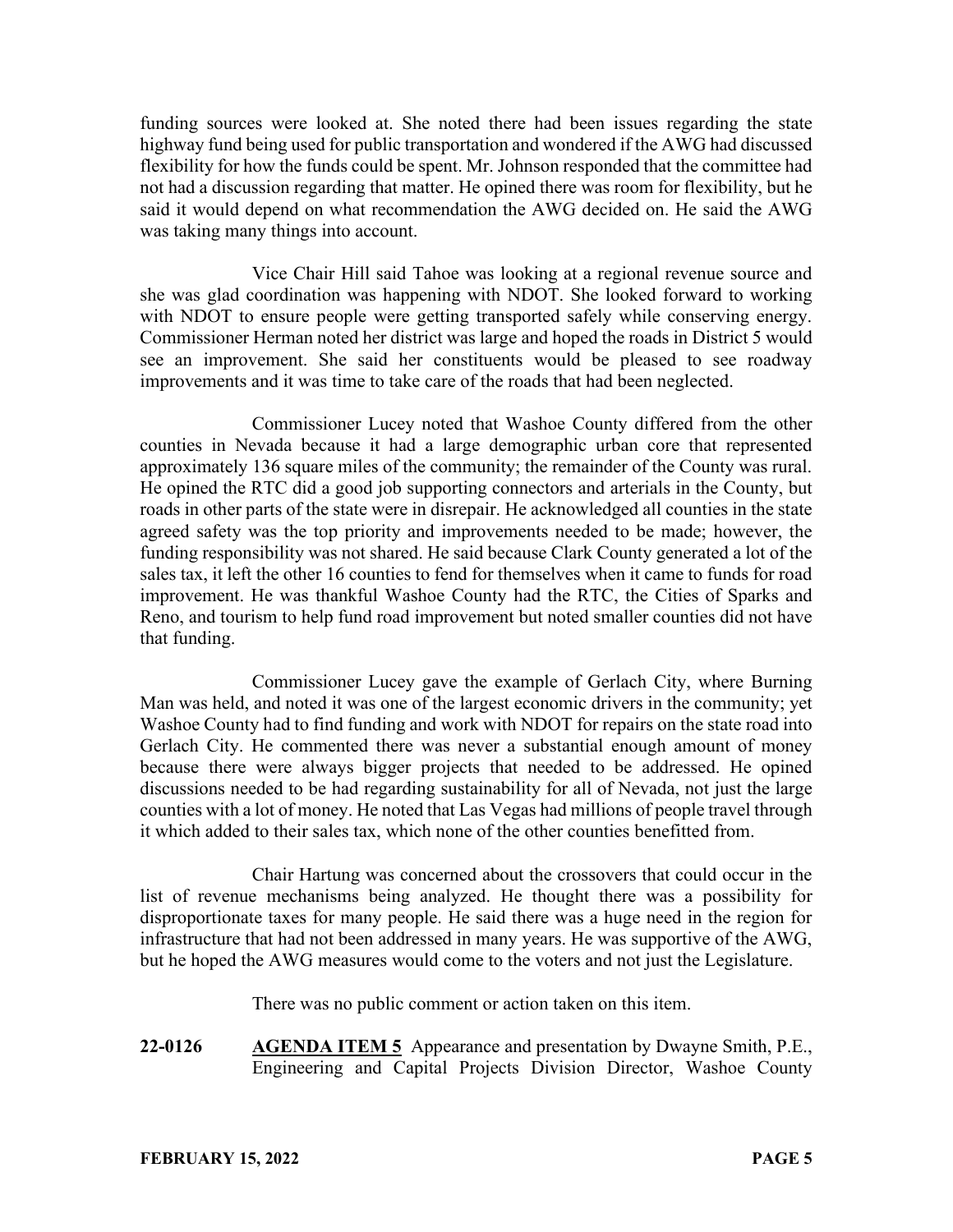funding sources were looked at. She noted there had been issues regarding the state highway fund being used for public transportation and wondered if the AWG had discussed flexibility for how the funds could be spent. Mr. Johnson responded that the committee had not had a discussion regarding that matter. He opined there was room for flexibility, but he said it would depend on what recommendation the AWG decided on. He said the AWG was taking many things into account.

Vice Chair Hill said Tahoe was looking at a regional revenue source and she was glad coordination was happening with NDOT. She looked forward to working with NDOT to ensure people were getting transported safely while conserving energy. Commissioner Herman noted her district was large and hoped the roads in District 5 would see an improvement. She said her constituents would be pleased to see roadway improvements and it was time to take care of the roads that had been neglected.

Commissioner Lucey noted that Washoe County differed from the other counties in Nevada because it had a large demographic urban core that represented approximately 136 square miles of the community; the remainder of the County was rural. He opined the RTC did a good job supporting connectors and arterials in the County, but roads in other parts of the state were in disrepair. He acknowledged all counties in the state agreed safety was the top priority and improvements needed to be made; however, the funding responsibility was not shared. He said because Clark County generated a lot of the sales tax, it left the other 16 counties to fend for themselves when it came to funds for road improvement. He was thankful Washoe County had the RTC, the Cities of Sparks and Reno, and tourism to help fund road improvement but noted smaller counties did not have that funding.

Commissioner Lucey gave the example of Gerlach City, where Burning Man was held, and noted it was one of the largest economic drivers in the community; yet Washoe County had to find funding and work with NDOT for repairs on the state road into Gerlach City. He commented there was never a substantial enough amount of money because there were always bigger projects that needed to be addressed. He opined discussions needed to be had regarding sustainability for all of Nevada, not just the large counties with a lot of money. He noted that Las Vegas had millions of people travel through it which added to their sales tax, which none of the other counties benefitted from.

Chair Hartung was concerned about the crossovers that could occur in the list of revenue mechanisms being analyzed. He thought there was a possibility for disproportionate taxes for many people. He said there was a huge need in the region for infrastructure that had not been addressed in many years. He was supportive of the AWG, but he hoped the AWG measures would come to the voters and not just the Legislature.

There was no public comment or action taken on this item.

**22-0126** **AGENDA ITEM 5** Appearance and presentation by Dwayne Smith, P.E., Engineering and Capital Projects Division Director, Washoe County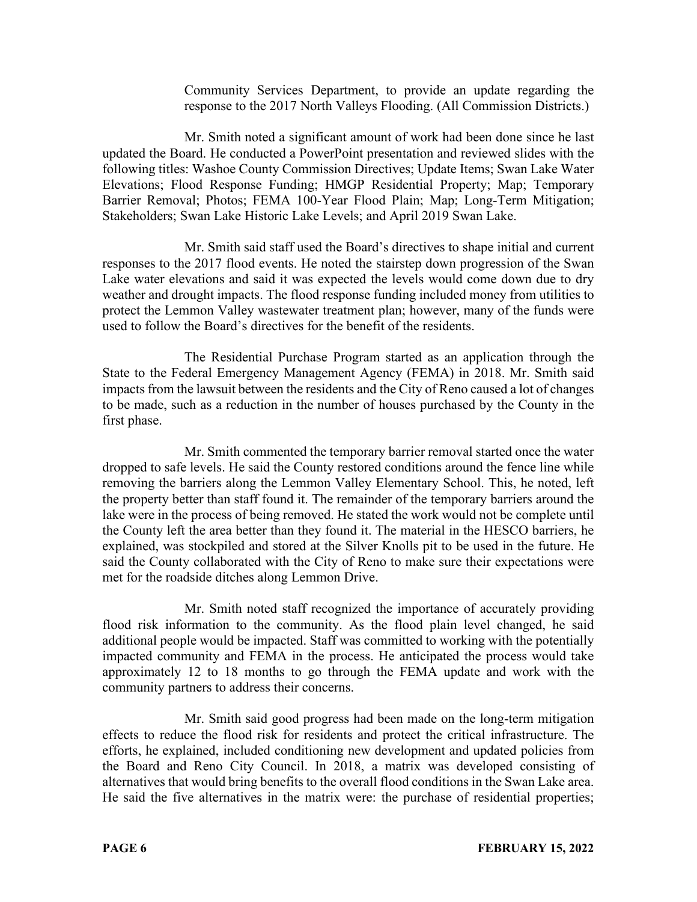Community Services Department, to provide an update regarding the response to the 2017 North Valleys Flooding. (All Commission Districts.)

Mr. Smith noted a significant amount of work had been done since he last updated the Board. He conducted a PowerPoint presentation and reviewed slides with the following titles: Washoe County Commission Directives; Update Items; Swan Lake Water Elevations; Flood Response Funding; HMGP Residential Property; Map; Temporary Barrier Removal; Photos; FEMA 100-Year Flood Plain; Map; Long-Term Mitigation; Stakeholders; Swan Lake Historic Lake Levels; and April 2019 Swan Lake.

Mr. Smith said staff used the Board's directives to shape initial and current responses to the 2017 flood events. He noted the stairstep down progression of the Swan Lake water elevations and said it was expected the levels would come down due to dry weather and drought impacts. The flood response funding included money from utilities to protect the Lemmon Valley wastewater treatment plan; however, many of the funds were used to follow the Board's directives for the benefit of the residents.

The Residential Purchase Program started as an application through the State to the Federal Emergency Management Agency (FEMA) in 2018. Mr. Smith said impacts from the lawsuit between the residents and the City of Reno caused a lot of changes to be made, such as a reduction in the number of houses purchased by the County in the first phase.

Mr. Smith commented the temporary barrier removal started once the water dropped to safe levels. He said the County restored conditions around the fence line while removing the barriers along the Lemmon Valley Elementary School. This, he noted, left the property better than staff found it. The remainder of the temporary barriers around the lake were in the process of being removed. He stated the work would not be complete until the County left the area better than they found it. The material in the HESCO barriers, he explained, was stockpiled and stored at the Silver Knolls pit to be used in the future. He said the County collaborated with the City of Reno to make sure their expectations were met for the roadside ditches along Lemmon Drive.

Mr. Smith noted staff recognized the importance of accurately providing flood risk information to the community. As the flood plain level changed, he said additional people would be impacted. Staff was committed to working with the potentially impacted community and FEMA in the process. He anticipated the process would take approximately 12 to 18 months to go through the FEMA update and work with the community partners to address their concerns.

Mr. Smith said good progress had been made on the long-term mitigation effects to reduce the flood risk for residents and protect the critical infrastructure. The efforts, he explained, included conditioning new development and updated policies from the Board and Reno City Council. In 2018, a matrix was developed consisting of alternatives that would bring benefits to the overall flood conditions in the Swan Lake area. He said the five alternatives in the matrix were: the purchase of residential properties;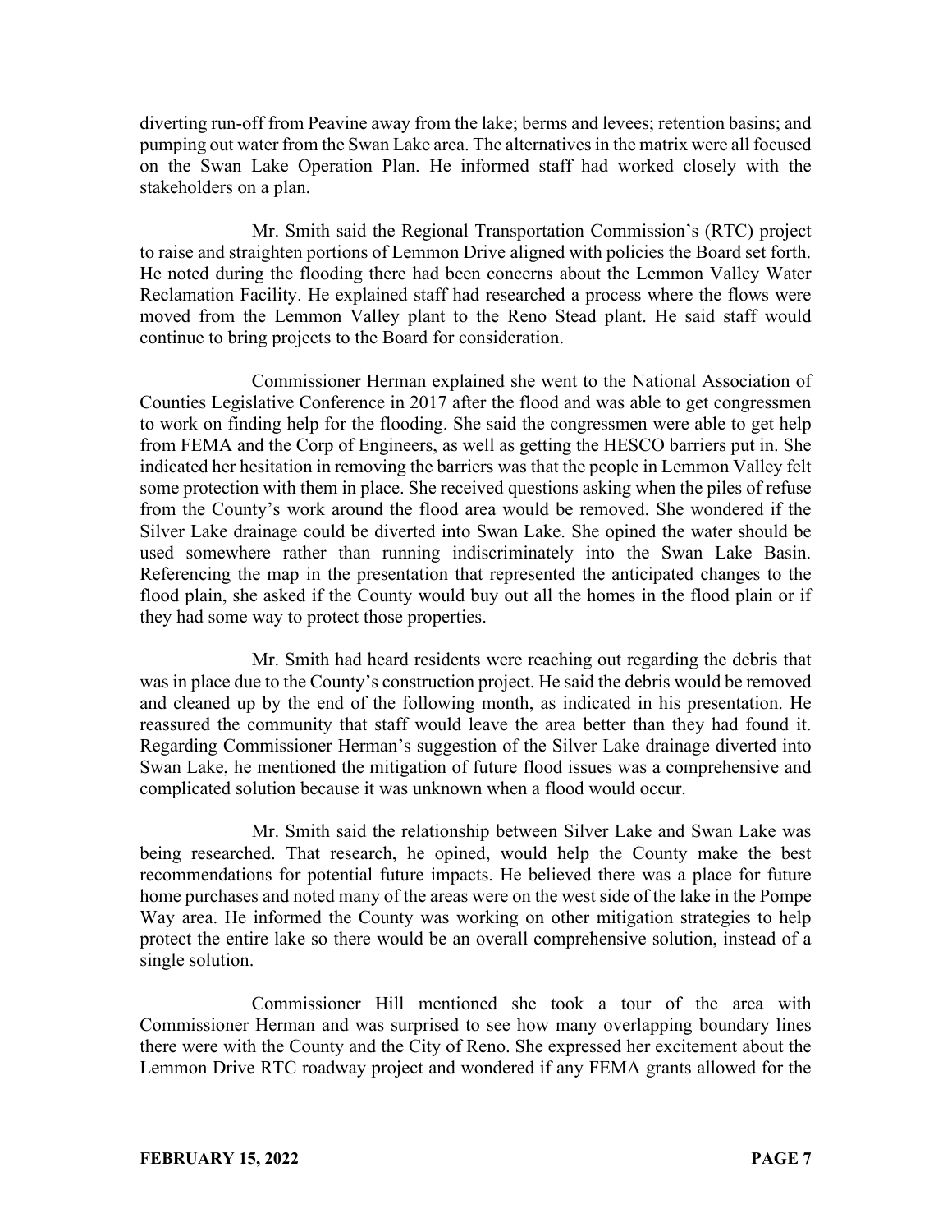diverting run-off from Peavine away from the lake; berms and levees; retention basins; and pumping out water from the Swan Lake area. The alternatives in the matrix were all focused on the Swan Lake Operation Plan. He informed staff had worked closely with the stakeholders on a plan.

Mr. Smith said the Regional Transportation Commission's (RTC) project to raise and straighten portions of Lemmon Drive aligned with policies the Board set forth. He noted during the flooding there had been concerns about the Lemmon Valley Water Reclamation Facility. He explained staff had researched a process where the flows were moved from the Lemmon Valley plant to the Reno Stead plant. He said staff would continue to bring projects to the Board for consideration.

Commissioner Herman explained she went to the National Association of Counties Legislative Conference in 2017 after the flood and was able to get congressmen to work on finding help for the flooding. She said the congressmen were able to get help from FEMA and the Corp of Engineers, as well as getting the HESCO barriers put in. She indicated her hesitation in removing the barriers was that the people in Lemmon Valley felt some protection with them in place. She received questions asking when the piles of refuse from the County's work around the flood area would be removed. She wondered if the Silver Lake drainage could be diverted into Swan Lake. She opined the water should be used somewhere rather than running indiscriminately into the Swan Lake Basin. Referencing the map in the presentation that represented the anticipated changes to the flood plain, she asked if the County would buy out all the homes in the flood plain or if they had some way to protect those properties.

Mr. Smith had heard residents were reaching out regarding the debris that was in place due to the County's construction project. He said the debris would be removed and cleaned up by the end of the following month, as indicated in his presentation. He reassured the community that staff would leave the area better than they had found it. Regarding Commissioner Herman's suggestion of the Silver Lake drainage diverted into Swan Lake, he mentioned the mitigation of future flood issues was a comprehensive and complicated solution because it was unknown when a flood would occur.

Mr. Smith said the relationship between Silver Lake and Swan Lake was being researched. That research, he opined, would help the County make the best recommendations for potential future impacts. He believed there was a place for future home purchases and noted many of the areas were on the west side of the lake in the Pompe Way area. He informed the County was working on other mitigation strategies to help protect the entire lake so there would be an overall comprehensive solution, instead of a single solution.

Commissioner Hill mentioned she took a tour of the area with Commissioner Herman and was surprised to see how many overlapping boundary lines there were with the County and the City of Reno. She expressed her excitement about the Lemmon Drive RTC roadway project and wondered if any FEMA grants allowed for the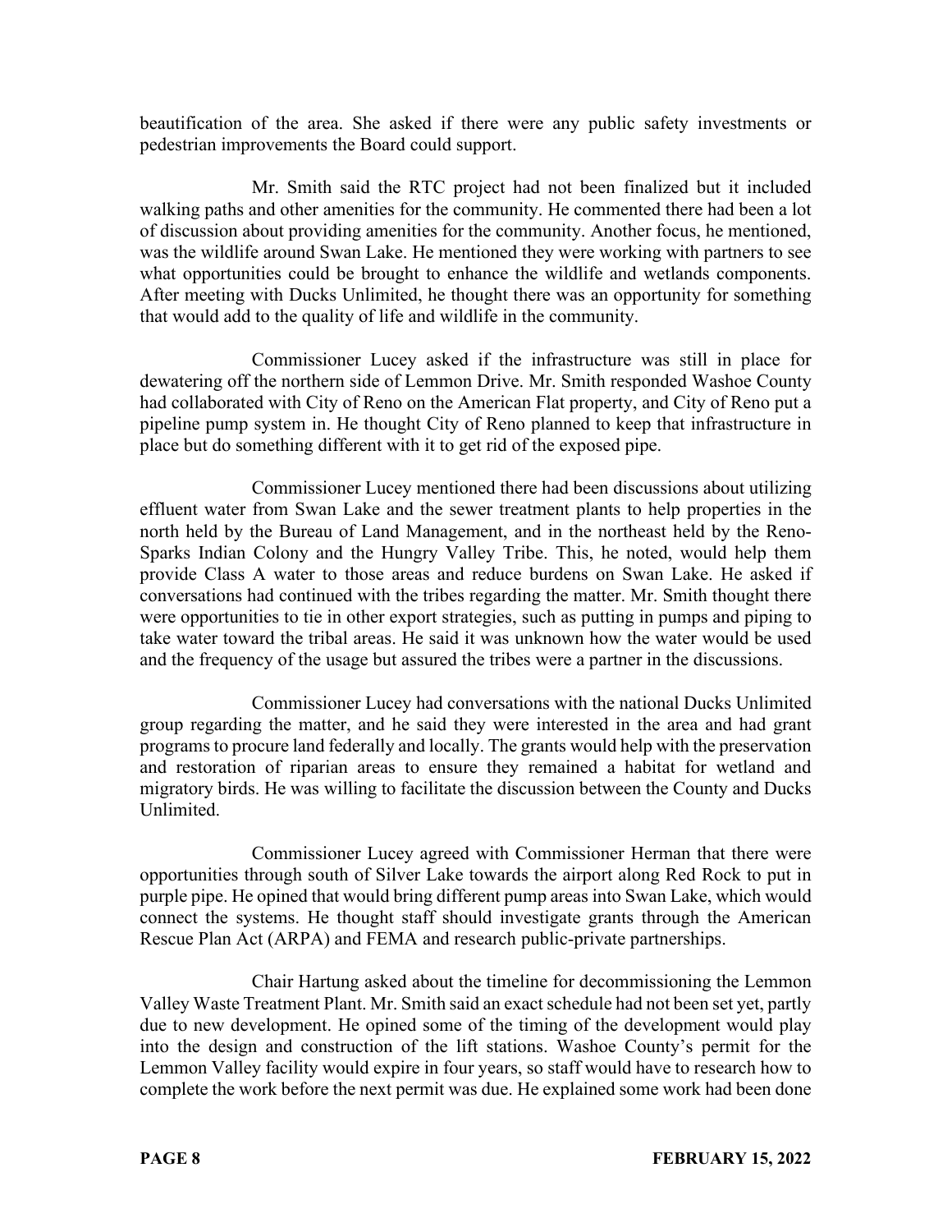beautification of the area. She asked if there were any public safety investments or pedestrian improvements the Board could support.

Mr. Smith said the RTC project had not been finalized but it included walking paths and other amenities for the community. He commented there had been a lot of discussion about providing amenities for the community. Another focus, he mentioned, was the wildlife around Swan Lake. He mentioned they were working with partners to see what opportunities could be brought to enhance the wildlife and wetlands components. After meeting with Ducks Unlimited, he thought there was an opportunity for something that would add to the quality of life and wildlife in the community.

Commissioner Lucey asked if the infrastructure was still in place for dewatering off the northern side of Lemmon Drive. Mr. Smith responded Washoe County had collaborated with City of Reno on the American Flat property, and City of Reno put a pipeline pump system in. He thought City of Reno planned to keep that infrastructure in place but do something different with it to get rid of the exposed pipe.

Commissioner Lucey mentioned there had been discussions about utilizing effluent water from Swan Lake and the sewer treatment plants to help properties in the north held by the Bureau of Land Management, and in the northeast held by the Reno-Sparks Indian Colony and the Hungry Valley Tribe. This, he noted, would help them provide Class A water to those areas and reduce burdens on Swan Lake. He asked if conversations had continued with the tribes regarding the matter. Mr. Smith thought there were opportunities to tie in other export strategies, such as putting in pumps and piping to take water toward the tribal areas. He said it was unknown how the water would be used and the frequency of the usage but assured the tribes were a partner in the discussions.

Commissioner Lucey had conversations with the national Ducks Unlimited group regarding the matter, and he said they were interested in the area and had grant programs to procure land federally and locally. The grants would help with the preservation and restoration of riparian areas to ensure they remained a habitat for wetland and migratory birds. He was willing to facilitate the discussion between the County and Ducks Unlimited.

Commissioner Lucey agreed with Commissioner Herman that there were opportunities through south of Silver Lake towards the airport along Red Rock to put in purple pipe. He opined that would bring different pump areas into Swan Lake, which would connect the systems. He thought staff should investigate grants through the American Rescue Plan Act (ARPA) and FEMA and research public-private partnerships.

Chair Hartung asked about the timeline for decommissioning the Lemmon Valley Waste Treatment Plant. Mr. Smith said an exact schedule had not been set yet, partly due to new development. He opined some of the timing of the development would play into the design and construction of the lift stations. Washoe County's permit for the Lemmon Valley facility would expire in four years, so staff would have to research how to complete the work before the next permit was due. He explained some work had been done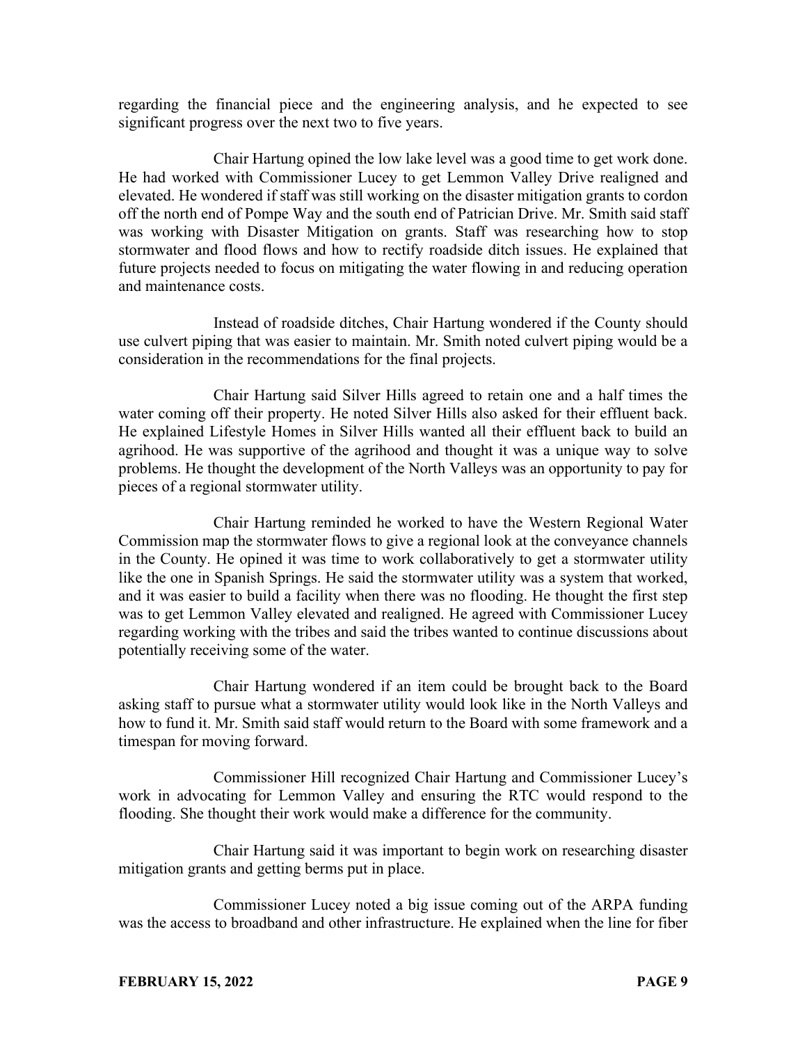regarding the financial piece and the engineering analysis, and he expected to see significant progress over the next two to five years.

Chair Hartung opined the low lake level was a good time to get work done. He had worked with Commissioner Lucey to get Lemmon Valley Drive realigned and elevated. He wondered if staff was still working on the disaster mitigation grants to cordon off the north end of Pompe Way and the south end of Patrician Drive. Mr. Smith said staff was working with Disaster Mitigation on grants. Staff was researching how to stop stormwater and flood flows and how to rectify roadside ditch issues. He explained that future projects needed to focus on mitigating the water flowing in and reducing operation and maintenance costs.

Instead of roadside ditches, Chair Hartung wondered if the County should use culvert piping that was easier to maintain. Mr. Smith noted culvert piping would be a consideration in the recommendations for the final projects.

Chair Hartung said Silver Hills agreed to retain one and a half times the water coming off their property. He noted Silver Hills also asked for their effluent back. He explained Lifestyle Homes in Silver Hills wanted all their effluent back to build an agrihood. He was supportive of the agrihood and thought it was a unique way to solve problems. He thought the development of the North Valleys was an opportunity to pay for pieces of a regional stormwater utility.

Chair Hartung reminded he worked to have the Western Regional Water Commission map the stormwater flows to give a regional look at the conveyance channels in the County. He opined it was time to work collaboratively to get a stormwater utility like the one in Spanish Springs. He said the stormwater utility was a system that worked, and it was easier to build a facility when there was no flooding. He thought the first step was to get Lemmon Valley elevated and realigned. He agreed with Commissioner Lucey regarding working with the tribes and said the tribes wanted to continue discussions about potentially receiving some of the water.

Chair Hartung wondered if an item could be brought back to the Board asking staff to pursue what a stormwater utility would look like in the North Valleys and how to fund it. Mr. Smith said staff would return to the Board with some framework and a timespan for moving forward.

Commissioner Hill recognized Chair Hartung and Commissioner Lucey's work in advocating for Lemmon Valley and ensuring the RTC would respond to the flooding. She thought their work would make a difference for the community.

Chair Hartung said it was important to begin work on researching disaster mitigation grants and getting berms put in place.

Commissioner Lucey noted a big issue coming out of the ARPA funding was the access to broadband and other infrastructure. He explained when the line for fiber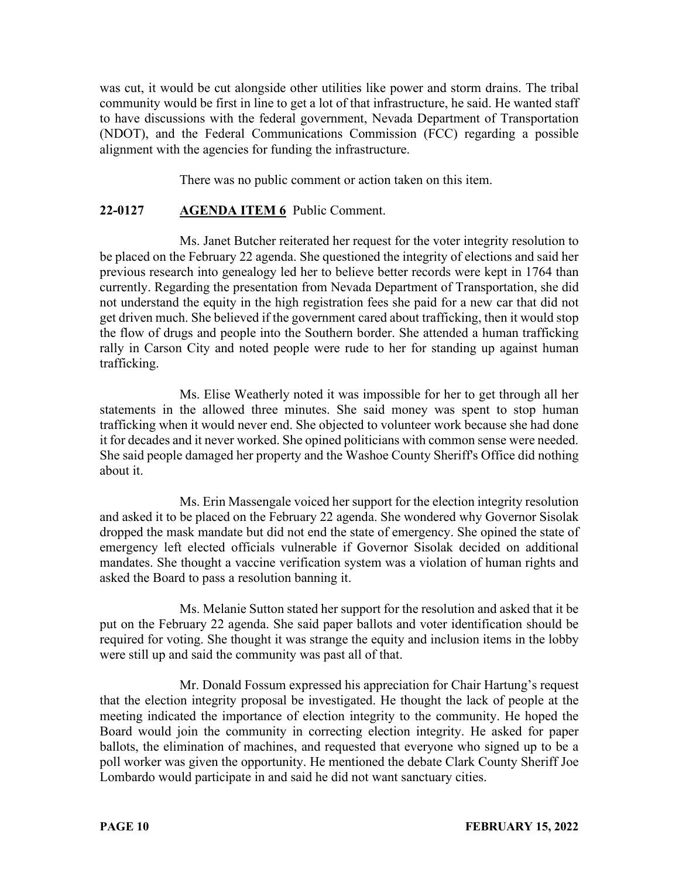was cut, it would be cut alongside other utilities like power and storm drains. The tribal community would be first in line to get a lot of that infrastructure, he said. He wanted staff to have discussions with the federal government, Nevada Department of Transportation (NDOT), and the Federal Communications Commission (FCC) regarding a possible alignment with the agencies for funding the infrastructure.

There was no public comment or action taken on this item.

**22-0127 AGENDA ITEM 6** Public Comment.

Ms. Janet Butcher reiterated her request for the voter integrity resolution to be placed on the February 22 agenda. She questioned the integrity of elections and said her previous research into genealogy led her to believe better records were kept in 1764 than currently. Regarding the presentation from Nevada Department of Transportation, she did not understand the equity in the high registration fees she paid for a new car that did not get driven much. She believed if the government cared about trafficking, then it would stop the flow of drugs and people into the Southern border. She attended a human trafficking rally in Carson City and noted people were rude to her for standing up against human trafficking.

Ms. Elise Weatherly noted it was impossible for her to get through all her statements in the allowed three minutes. She said money was spent to stop human trafficking when it would never end. She objected to volunteer work because she had done it for decades and it never worked. She opined politicians with common sense were needed. She said people damaged her property and the Washoe County Sheriff's Office did nothing about it.

Ms. Erin Massengale voiced her support for the election integrity resolution and asked it to be placed on the February 22 agenda. She wondered why Governor Sisolak dropped the mask mandate but did not end the state of emergency. She opined the state of emergency left elected officials vulnerable if Governor Sisolak decided on additional mandates. She thought a vaccine verification system was a violation of human rights and asked the Board to pass a resolution banning it.

Ms. Melanie Sutton stated her support for the resolution and asked that it be put on the February 22 agenda. She said paper ballots and voter identification should be required for voting. She thought it was strange the equity and inclusion items in the lobby were still up and said the community was past all of that.

Mr. Donald Fossum expressed his appreciation for Chair Hartung's request that the election integrity proposal be investigated. He thought the lack of people at the meeting indicated the importance of election integrity to the community. He hoped the Board would join the community in correcting election integrity. He asked for paper ballots, the elimination of machines, and requested that everyone who signed up to be a poll worker was given the opportunity. He mentioned the debate Clark County Sheriff Joe Lombardo would participate in and said he did not want sanctuary cities.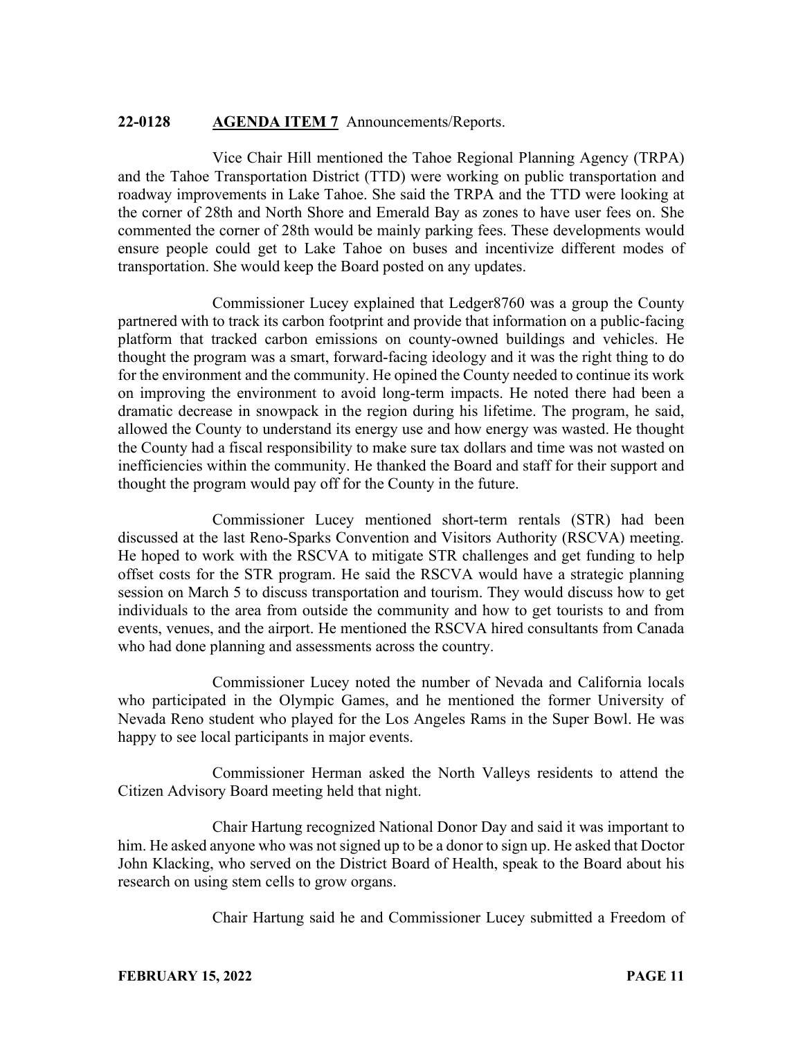**22-0128 AGENDA ITEM 7** Announcements/Reports.

Vice Chair Hill mentioned the Tahoe Regional Planning Agency (TRPA) and the Tahoe Transportation District (TTD) were working on public transportation and roadway improvements in Lake Tahoe. She said the TRPA and the TTD were looking at the corner of 28th and North Shore and Emerald Bay as zones to have user fees on. She commented the corner of 28th would be mainly parking fees. These developments would ensure people could get to Lake Tahoe on buses and incentivize different modes of transportation. She would keep the Board posted on any updates.

Commissioner Lucey explained that Ledger8760 was a group the County partnered with to track its carbon footprint and provide that information on a public-facing platform that tracked carbon emissions on county-owned buildings and vehicles. He thought the program was a smart, forward-facing ideology and it was the right thing to do for the environment and the community. He opined the County needed to continue its work on improving the environment to avoid long-term impacts. He noted there had been a dramatic decrease in snowpack in the region during his lifetime. The program, he said, allowed the County to understand its energy use and how energy was wasted. He thought the County had a fiscal responsibility to make sure tax dollars and time was not wasted on inefficiencies within the community. He thanked the Board and staff for their support and thought the program would pay off for the County in the future.

Commissioner Lucey mentioned short-term rentals (STR) had been discussed at the last Reno-Sparks Convention and Visitors Authority (RSCVA) meeting. He hoped to work with the RSCVA to mitigate STR challenges and get funding to help offset costs for the STR program. He said the RSCVA would have a strategic planning session on March 5 to discuss transportation and tourism. They would discuss how to get individuals to the area from outside the community and how to get tourists to and from events, venues, and the airport. He mentioned the RSCVA hired consultants from Canada who had done planning and assessments across the country.

Commissioner Lucey noted the number of Nevada and California locals who participated in the Olympic Games, and he mentioned the former University of Nevada Reno student who played for the Los Angeles Rams in the Super Bowl. He was happy to see local participants in major events.

Commissioner Herman asked the North Valleys residents to attend the Citizen Advisory Board meeting held that night.

Chair Hartung recognized National Donor Day and said it was important to him. He asked anyone who was not signed up to be a donor to sign up. He asked that Doctor John Klacking, who served on the District Board of Health, speak to the Board about his research on using stem cells to grow organs.

Chair Hartung said he and Commissioner Lucey submitted a Freedom of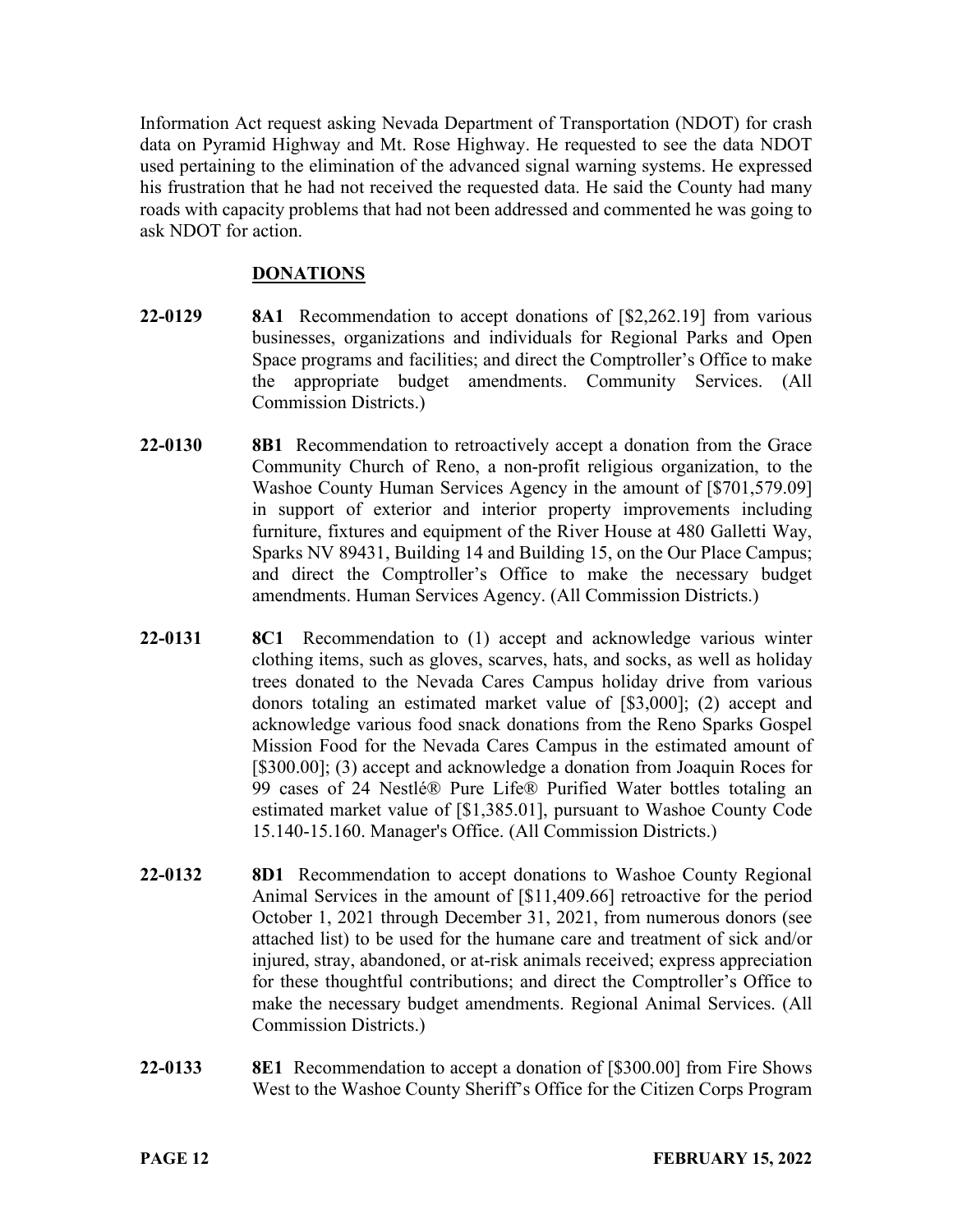Information Act request asking Nevada Department of Transportation (NDOT) for crash data on Pyramid Highway and Mt. Rose Highway. He requested to see the data NDOT used pertaining to the elimination of the advanced signal warning systems. He expressed his frustration that he had not received the requested data. He said the County had many roads with capacity problems that had not been addressed and commented he was going to ask NDOT for action.

## DONATIONS

**22-0129** **8A1** Recommendation to accept donations of [$2,262.19] from various businesses, organizations and individuals for Regional Parks and Open Space programs and facilities; and direct the Comptroller's Office to make the appropriate budget amendments. Community Services. (All Commission Districts.)

**22-0130** **8B1** Recommendation to retroactively accept a donation from the Grace Community Church of Reno, a non-profit religious organization, to the Washoe County Human Services Agency in the amount of [$701,579.09] in support of exterior and interior property improvements including furniture, fixtures and equipment of the River House at 480 Galletti Way, Sparks NV 89431, Building 14 and Building 15, on the Our Place Campus; and direct the Comptroller's Office to make the necessary budget amendments. Human Services Agency. (All Commission Districts.)

**22-0131** **8C1** Recommendation to (1) accept and acknowledge various winter clothing items, such as gloves, scarves, hats, and socks, as well as holiday trees donated to the Nevada Cares Campus holiday drive from various donors totaling an estimated market value of [$3,000]; (2) accept and acknowledge various food snack donations from the Reno Sparks Gospel Mission Food for the Nevada Cares Campus in the estimated amount of [$300.00]; (3) accept and acknowledge a donation from Joaquin Roces for 99 cases of 24 Nestlé® Pure Life® Purified Water bottles totaling an estimated market value of [$1,385.01], pursuant to Washoe County Code 15.140-15.160. Manager's Office. (All Commission Districts.)

**22-0132** **8D1** Recommendation to accept donations to Washoe County Regional Animal Services in the amount of [$11,409.66] retroactive for the period October 1, 2021 through December 31, 2021, from numerous donors (see attached list) to be used for the humane care and treatment of sick and/or injured, stray, abandoned, or at-risk animals received; express appreciation for these thoughtful contributions; and direct the Comptroller's Office to make the necessary budget amendments. Regional Animal Services. (All Commission Districts.)

**22-0133** **8E1** Recommendation to accept a donation of [$300.00] from Fire Shows West to the Washoe County Sheriff's Office for the Citizen Corps Program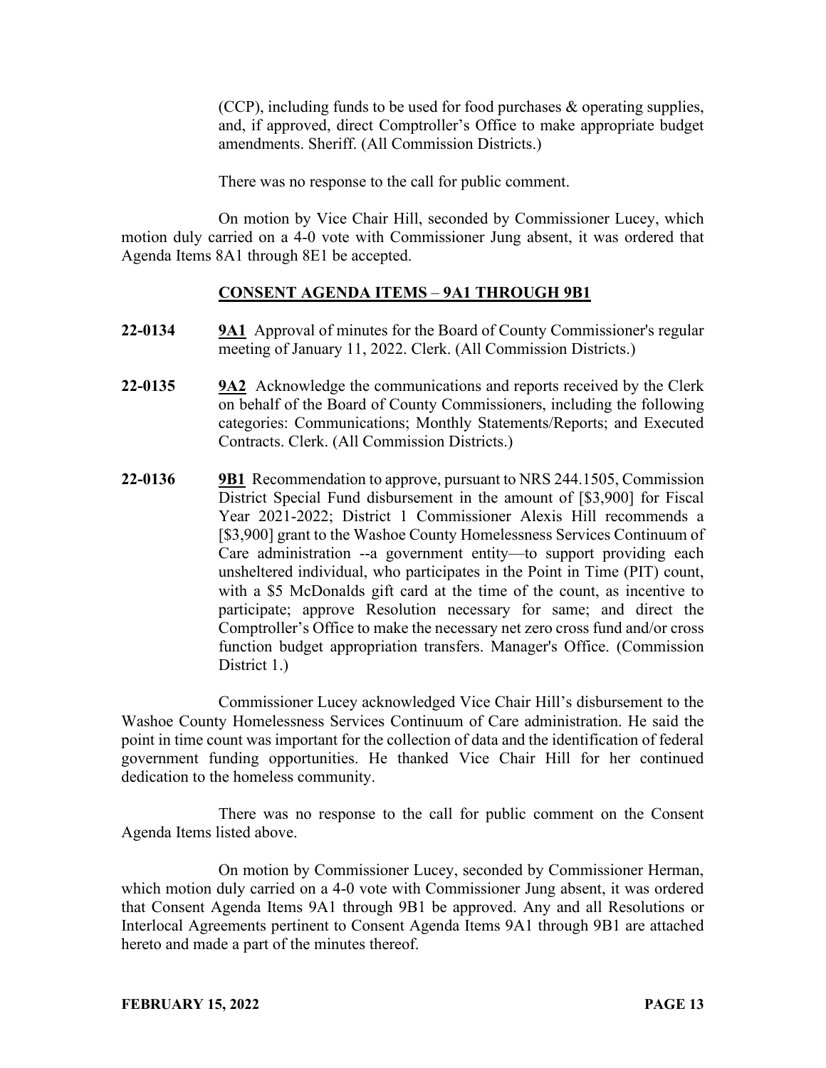(CCP), including funds to be used for food purchases & operating supplies, and, if approved, direct Comptroller's Office to make appropriate budget amendments. Sheriff. (All Commission Districts.)

There was no response to the call for public comment.

On motion by Vice Chair Hill, seconded by Commissioner Lucey, which motion duly carried on a 4-0 vote with Commissioner Jung absent, it was ordered that Agenda Items 8A1 through 8E1 be accepted.

## CONSENT AGENDA ITEMS – 9A1 THROUGH 9B1

**22-0134** **9A1** Approval of minutes for the Board of County Commissioner's regular meeting of January 11, 2022. Clerk. (All Commission Districts.)

**22-0135** **9A2** Acknowledge the communications and reports received by the Clerk on behalf of the Board of County Commissioners, including the following categories: Communications; Monthly Statements/Reports; and Executed Contracts. Clerk. (All Commission Districts.)

**22-0136** **9B1** Recommendation to approve, pursuant to NRS 244.1505, Commission District Special Fund disbursement in the amount of [$3,900] for Fiscal Year 2021-2022; District 1 Commissioner Alexis Hill recommends a [$3,900] grant to the Washoe County Homelessness Services Continuum of Care administration --a government entity—to support providing each unsheltered individual, who participates in the Point in Time (PIT) count, with a $5 McDonalds gift card at the time of the count, as incentive to participate; approve Resolution necessary for same; and direct the Comptroller's Office to make the necessary net zero cross fund and/or cross function budget appropriation transfers. Manager's Office. (Commission District 1.)

Commissioner Lucey acknowledged Vice Chair Hill's disbursement to the Washoe County Homelessness Services Continuum of Care administration. He said the point in time count was important for the collection of data and the identification of federal government funding opportunities. He thanked Vice Chair Hill for her continued dedication to the homeless community.

There was no response to the call for public comment on the Consent Agenda Items listed above.

On motion by Commissioner Lucey, seconded by Commissioner Herman, which motion duly carried on a 4-0 vote with Commissioner Jung absent, it was ordered that Consent Agenda Items 9A1 through 9B1 be approved. Any and all Resolutions or Interlocal Agreements pertinent to Consent Agenda Items 9A1 through 9B1 are attached hereto and made a part of the minutes thereof.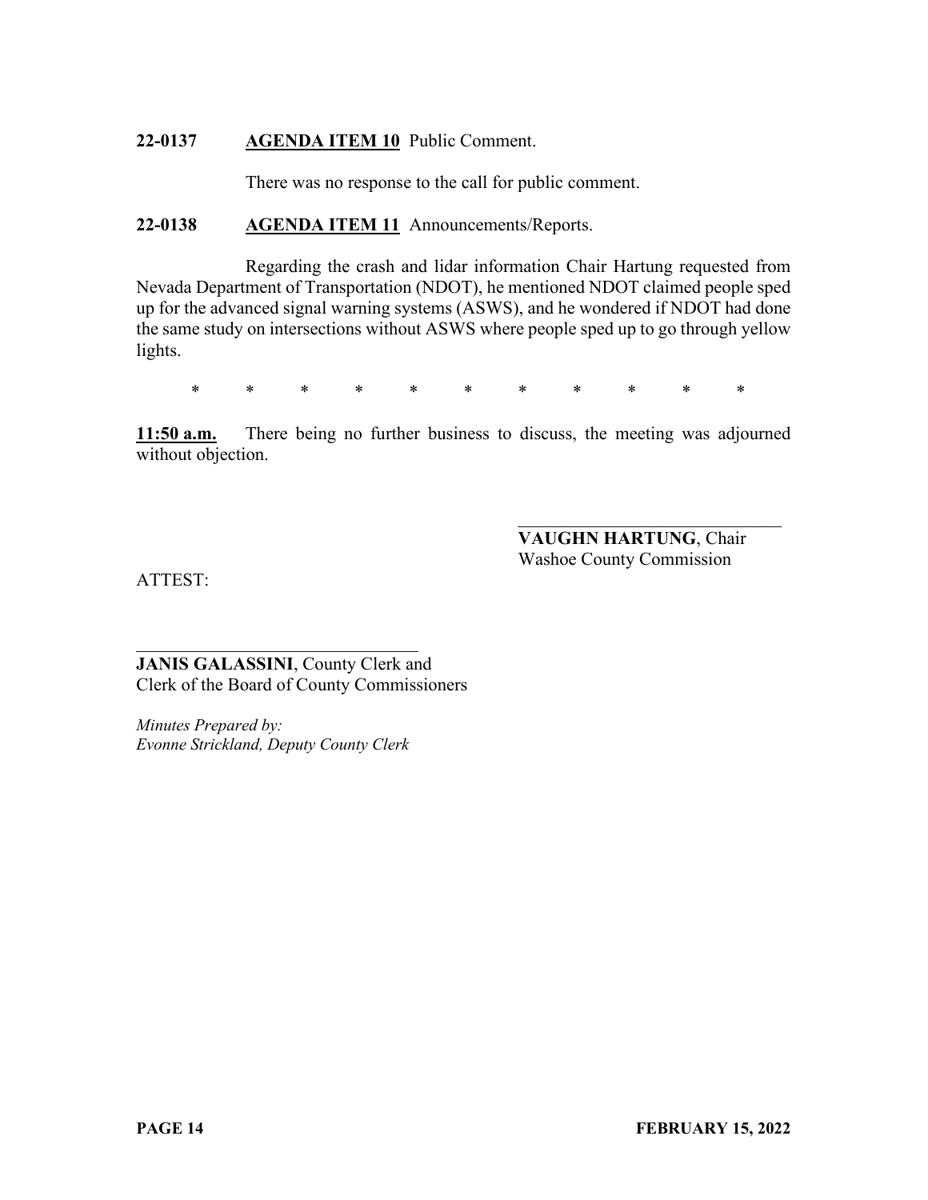**22-0137** **AGENDA ITEM 10** Public Comment.

There was no response to the call for public comment.

**22-0138** **AGENDA ITEM 11** Announcements/Reports.

Regarding the crash and lidar information Chair Hartung requested from Nevada Department of Transportation (NDOT), he mentioned NDOT claimed people sped up for the advanced signal warning systems (ASWS), and he wondered if NDOT had done the same study on intersections without ASWS where people sped up to go through yellow lights.

\* \* \* \* \* \* \* \* \* \* \*

**11:50 a.m.** There being no further business to discuss, the meeting was adjourned without objection.

\_\_\_\_\_\_\_\_\_\_\_\_\_\_\_\_\_\_\_\_\_\_\_\_\_\_\_\_\_\_
**VAUGHN HARTUNG**, Chair
Washoe County Commission

ATTEST:

\_\_\_\_\_\_\_\_\_\_\_\_\_\_\_\_\_\_\_\_\_\_\_\_\_\_\_\_\_\_
**JANIS GALASSINI**, County Clerk and
Clerk of the Board of County Commissioners

*Minutes Prepared by:*
*Evonne Strickland, Deputy County Clerk*